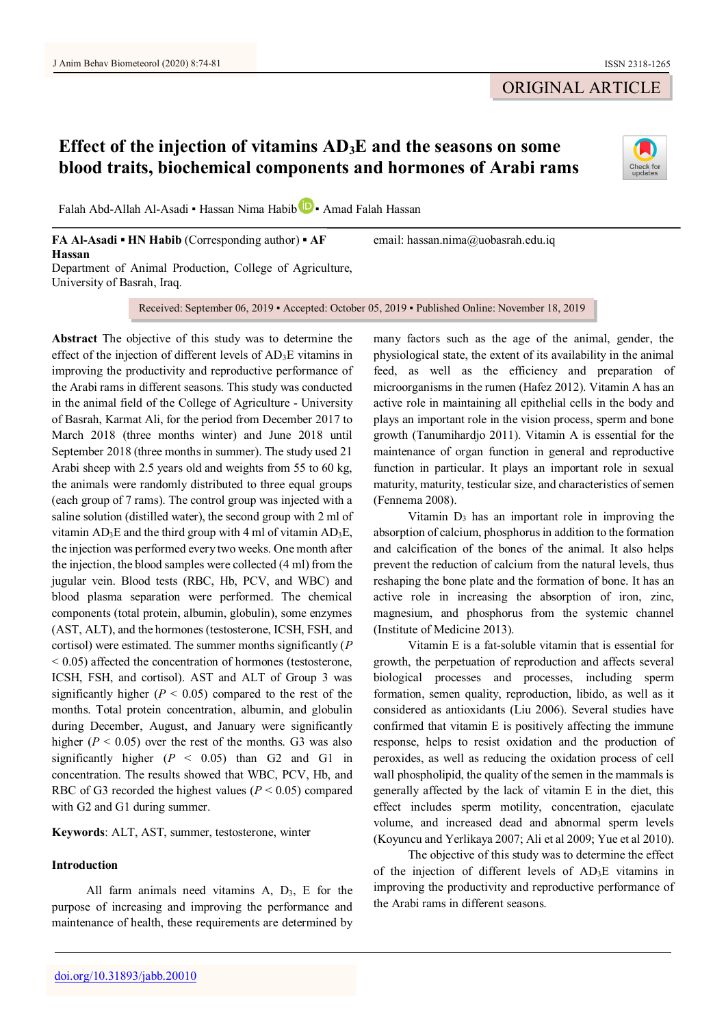ORIGINAL ARTICLE

# Effect of the injection of vitamins $AD_3E$ and the seasons on some blood traits, biochemical components and hormones of Arabi rams

Falah Abd-Allah Al-Asadi ▪ Hassan Nima Habib ▪ Amad Falah Hassan

**FA Al-Asadi ▪ HN Habib** (Corresponding author) ▪ **AF Hassan**
Department of Animal Production, College of Agriculture, University of Basrah, Iraq.

email: hassan.nima@uobasrah.edu.iq

Received: September 06, 2019 ▪ Accepted: October 05, 2019 ▪ Published Online: November 18, 2019

**Abstract** The objective of this study was to determine the effect of the injection of different levels of $AD_3E$ vitamins in improving the productivity and reproductive performance of the Arabi rams in different seasons. This study was conducted in the animal field of the College of Agriculture - University of Basrah, Karmat Ali, for the period from December 2017 to March 2018 (three months winter) and June 2018 until September 2018 (three months in summer). The study used 21 Arabi sheep with 2.5 years old and weights from 55 to 60 kg, the animals were randomly distributed to three equal groups (each group of 7 rams). The control group was injected with a saline solution (distilled water), the second group with 2 ml of vitamin $AD_3E$ and the third group with 4 ml of vitamin $AD_3E$, the injection was performed every two weeks. One month after the injection, the blood samples were collected (4 ml) from the jugular vein. Blood tests (RBC, Hb, PCV, and WBC) and blood plasma separation were performed. The chemical components (total protein, albumin, globulin), some enzymes (AST, ALT), and the hormones (testosterone, ICSH, FSH, and cortisol) were estimated. The summer months significantly ($P < 0.05$) affected the concentration of hormones (testosterone, ICSH, FSH, and cortisol). AST and ALT of Group 3 was significantly higher ($P < 0.05$) compared to the rest of the months. Total protein concentration, albumin, and globulin during December, August, and January were significantly higher ($P < 0.05$) over the rest of the months. G3 was also significantly higher ($P < 0.05$) than G2 and G1 in concentration. The results showed that WBC, PCV, Hb, and RBC of G3 recorded the highest values ($P < 0.05$) compared with G2 and G1 during summer.

**Keywords**: ALT, AST, summer, testosterone, winter

## Introduction

All farm animals need vitamins A, $D_3$, E for the purpose of increasing and improving the performance and maintenance of health, these requirements are determined by many factors such as the age of the animal, gender, the physiological state, the extent of its availability in the animal feed, as well as the efficiency and preparation of microorganisms in the rumen (Hafez 2012). Vitamin A has an active role in maintaining all epithelial cells in the body and plays an important role in the vision process, sperm and bone growth (Tanumihardjo 2011). Vitamin A is essential for the maintenance of organ function in general and reproductive function in particular. It plays an important role in sexual maturity, maturity, testicular size, and characteristics of semen (Fennema 2008).

Vitamin $D_3$ has an important role in improving the absorption of calcium, phosphorus in addition to the formation and calcification of the bones of the animal. It also helps prevent the reduction of calcium from the natural levels, thus reshaping the bone plate and the formation of bone. It has an active role in increasing the absorption of iron, zinc, magnesium, and phosphorus from the systemic channel (Institute of Medicine 2013).

Vitamin E is a fat-soluble vitamin that is essential for growth, the perpetuation of reproduction and affects several biological processes and processes, including sperm formation, semen quality, reproduction, libido, as well as it considered as antioxidants (Liu 2006). Several studies have confirmed that vitamin E is positively affecting the immune response, helps to resist oxidation and the production of peroxides, as well as reducing the oxidation process of cell wall phospholipid, the quality of the semen in the mammals is generally affected by the lack of vitamin E in the diet, this effect includes sperm motility, concentration, ejaculate volume, and increased dead and abnormal sperm levels (Koyuncu and Yerlikaya 2007; Ali et al 2009; Yue et al 2010).

The objective of this study was to determine the effect of the injection of different levels of $AD_3E$ vitamins in improving the productivity and reproductive performance of the Arabi rams in different seasons.

doi.org/10.31893/jabb.20010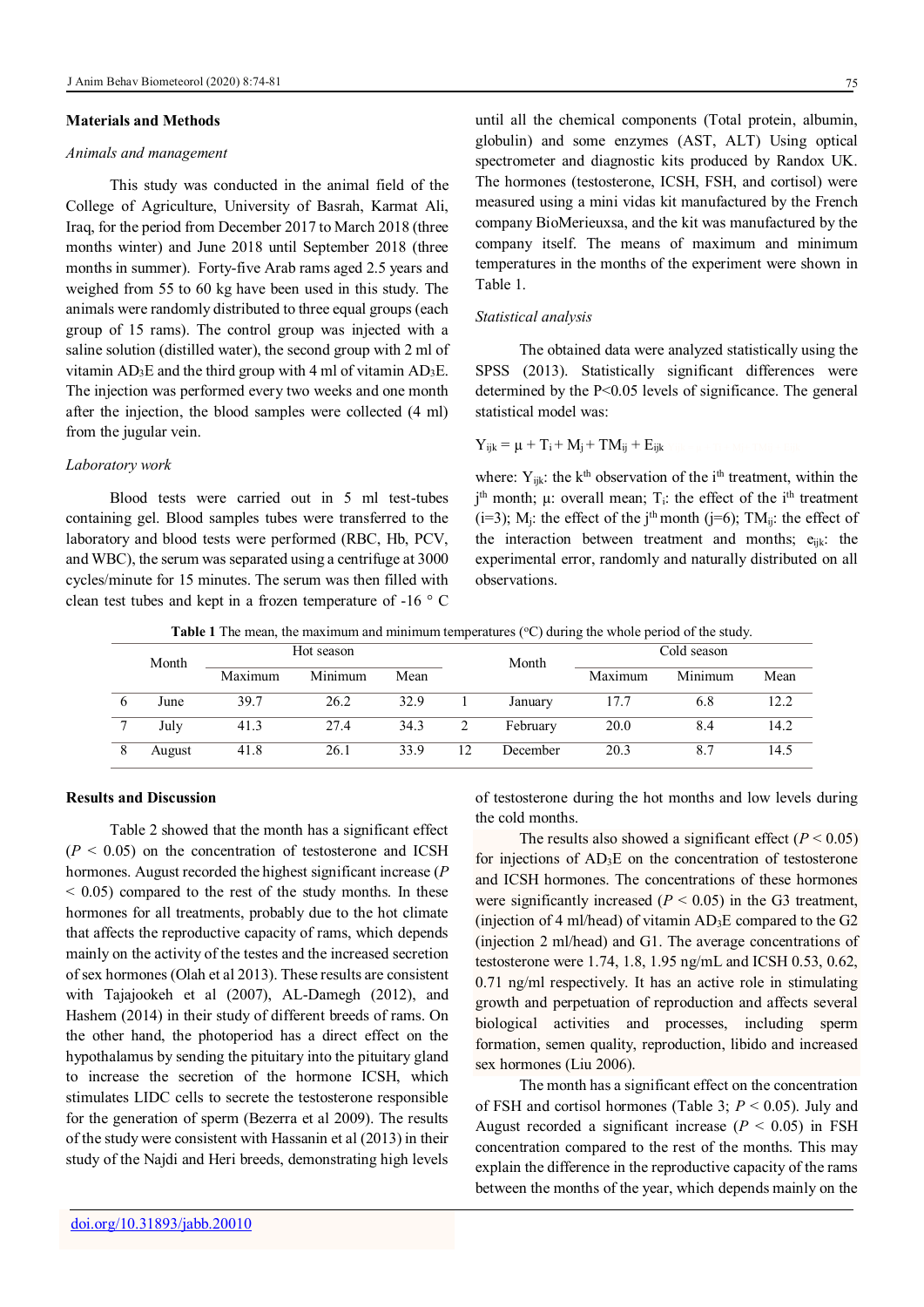## Materials and Methods

### *Animals and management*

This study was conducted in the animal field of the College of Agriculture, University of Basrah, Karmat Ali, Iraq, for the period from December 2017 to March 2018 (three months winter) and June 2018 until September 2018 (three months in summer). Forty-five Arab rams aged 2.5 years and weighed from 55 to 60 kg have been used in this study. The animals were randomly distributed to three equal groups (each group of 15 rams). The control group was injected with a saline solution (distilled water), the second group with 2 ml of vitamin $AD_3E$ and the third group with 4 ml of vitamin $AD_3E$. The injection was performed every two weeks and one month after the injection, the blood samples were collected (4 ml) from the jugular vein.

### *Laboratory work*

Blood tests were carried out in 5 ml test-tubes containing gel. Blood samples tubes were transferred to the laboratory and blood tests were performed (RBC, Hb, PCV, and WBC), the serum was separated using a centrifuge at 3000 cycles/minute for 15 minutes. The serum was then filled with clean test tubes and kept in a frozen temperature of -16 ° C until all the chemical components (Total protein, albumin, globulin) and some enzymes (AST, ALT) Using optical spectrometer and diagnostic kits produced by Randox UK. The hormones (testosterone, ICSH, FSH, and cortisol) were measured using a mini vidas kit manufactured by the French company BioMerieuxsa, and the kit was manufactured by the company itself. The means of maximum and minimum temperatures in the months of the experiment were shown in Table 1.

### *Statistical analysis*

The obtained data were analyzed statistically using the SPSS (2013). Statistically significant differences were determined by the P<0.05 levels of significance. The general statistical model was:

$$Y_{ijk} = \mu + T_i + M_j + TM_{ij} + E_{ijk}$$

where: $Y_{ijk}$: the k$^{th}$ observation of the i$^{th}$ treatment, within the j$^{th}$ month; $\mu$: overall mean; $T_i$: the effect of the i$^{th}$ treatment (i=3); $M_j$: the effect of the j$^{th}$ month (j=6); $TM_{ij}$: the effect of the interaction between treatment and months; $e_{ijk}$: the experimental error, randomly and naturally distributed on all observations.

**Table 1** The mean, the maximum and minimum temperatures (°C) during the whole period of the study.

| | Month | Hot season | | | | Month | Cold season | | |
|---|---|---|---|---|---|---|---|---|---|
| | | Maximum | Minimum | Mean | | | Maximum | Minimum | Mean |
| 6 | June | 39.7 | 26.2 | 32.9 | 1 | January | 17.7 | 6.8 | 12.2 |
| 7 | July | 41.3 | 27.4 | 34.3 | 2 | February | 20.0 | 8.4 | 14.2 |
| 8 | August | 41.8 | 26.1 | 33.9 | 12 | December | 20.3 | 8.7 | 14.5 |

## Results and Discussion

Table 2 showed that the month has a significant effect ($P < 0.05$) on the concentration of testosterone and ICSH hormones. August recorded the highest significant increase ($P < 0.05$) compared to the rest of the study months. In these hormones for all treatments, probably due to the hot climate that affects the reproductive capacity of rams, which depends mainly on the activity of the testes and the increased secretion of sex hormones (Olah et al 2013). These results are consistent with Tajajookeh et al (2007), AL-Damegh (2012), and Hashem (2014) in their study of different breeds of rams. On the other hand, the photoperiod has a direct effect on the hypothalamus by sending the pituitary into the pituitary gland to increase the secretion of the hormone ICSH, which stimulates LIDC cells to secrete the testosterone responsible for the generation of sperm (Bezerra et al 2009). The results of the study were consistent with Hassanin et al (2013) in their study of the Najdi and Heri breeds, demonstrating high levels of testosterone during the hot months and low levels during the cold months.

The results also showed a significant effect ($P < 0.05$) for injections of $AD_3E$ on the concentration of testosterone and ICSH hormones. The concentrations of these hormones were significantly increased ($P < 0.05$) in the G3 treatment, (injection of 4 ml/head) of vitamin $AD_3E$ compared to the G2 (injection 2 ml/head) and G1. The average concentrations of testosterone were 1.74, 1.8, 1.95 ng/mL and ICSH 0.53, 0.62, 0.71 ng/ml respectively. It has an active role in stimulating growth and perpetuation of reproduction and affects several biological activities and processes, including sperm formation, semen quality, reproduction, libido and increased sex hormones (Liu 2006).

The month has a significant effect on the concentration of FSH and cortisol hormones (Table 3; $P < 0.05$). July and August recorded a significant increase ($P < 0.05$) in FSH concentration compared to the rest of the months. This may explain the difference in the reproductive capacity of the rams between the months of the year, which depends mainly on the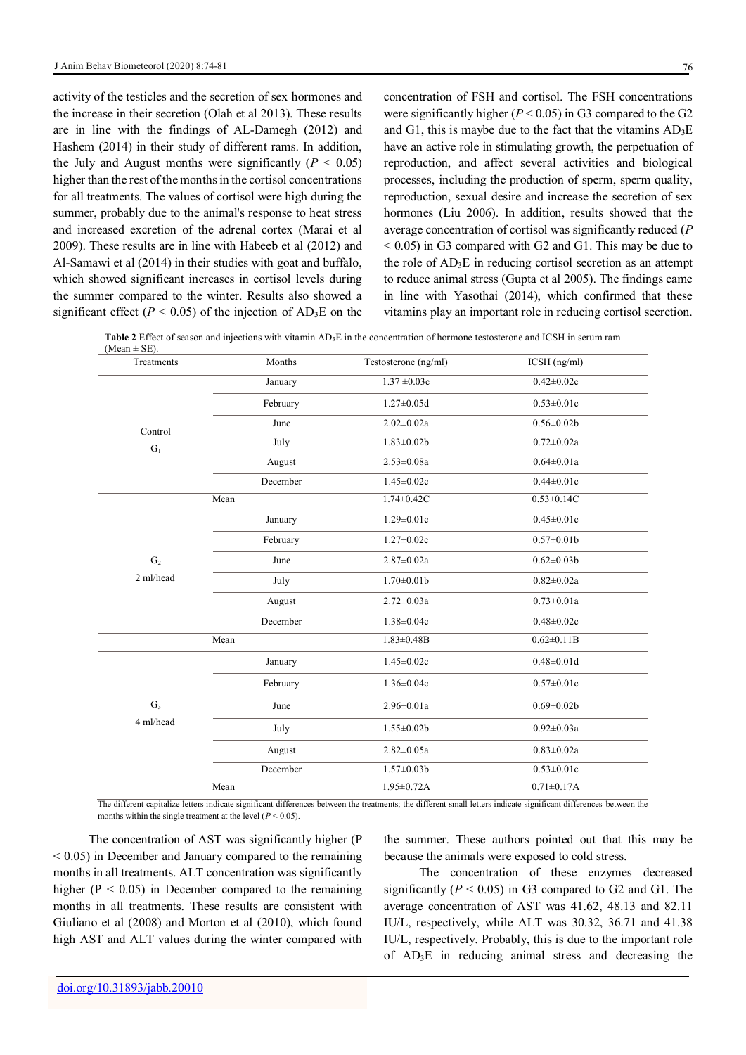activity of the testicles and the secretion of sex hormones and the increase in their secretion (Olah et al 2013). These results are in line with the findings of AL-Damegh (2012) and Hashem (2014) in their study of different rams. In addition, the July and August months were significantly ($P < 0.05$) higher than the rest of the months in the cortisol concentrations for all treatments. The values of cortisol were high during the summer, probably due to the animal's response to heat stress and increased excretion of the adrenal cortex (Marai et al 2009). These results are in line with Habeeb et al (2012) and Al-Samawi et al (2014) in their studies with goat and buffalo, which showed significant increases in cortisol levels during the summer compared to the winter. Results also showed a significant effect ($P < 0.05$) of the injection of $AD_3E$ on the concentration of FSH and cortisol. The FSH concentrations were significantly higher ($P < 0.05$) in G3 compared to the G2 and G1, this is maybe due to the fact that the vitamins $AD_3E$ have an active role in stimulating growth, the perpetuation of reproduction, and affect several activities and biological processes, including the production of sperm, sperm quality, reproduction, sexual desire and increase the secretion of sex hormones (Liu 2006). In addition, results showed that the average concentration of cortisol was significantly reduced ($P < 0.05$) in G3 compared with G2 and G1. This may be due to the role of $AD_3E$ in reducing cortisol secretion as an attempt to reduce animal stress (Gupta et al 2005). The findings came in line with Yasothai (2014), which confirmed that these vitamins play an important role in reducing cortisol secretion.

**Table 2** Effect of season and injections with vitamin $AD_3E$ in the concentration of hormone testosterone and ICSH in serum ram (Mean ± SE).

| Treatments | Months | Testosterone (ng/ml) | ICSH (ng/ml) |
|---|---|---|---|
| Control $G_1$ | January | 1.37 ±0.03c | 0.42±0.02c |
| | February | 1.27±0.05d | 0.53±0.01c |
| | June | 2.02±0.02a | 0.56±0.02b |
| | July | 1.83±0.02b | 0.72±0.02a |
| | August | 2.53±0.08a | 0.64±0.01a |
| | December | 1.45±0.02c | 0.44±0.01c |
| Mean | | 1.74±0.42C | 0.53±0.14C |
| $G_2$ 2 ml/head | January | 1.29±0.01c | 0.45±0.01c |
| | February | 1.27±0.02c | 0.57±0.01b |
| | June | 2.87±0.02a | 0.62±0.03b |
| | July | 1.70±0.01b | 0.82±0.02a |
| | August | 2.72±0.03a | 0.73±0.01a |
| | December | 1.38±0.04c | 0.48±0.02c |
| Mean | | 1.83±0.48B | 0.62±0.11B |
| $G_3$ 4 ml/head | January | 1.45±0.02c | 0.48±0.01d |
| | February | 1.36±0.04c | 0.57±0.01c |
| | June | 2.96±0.01a | 0.69±0.02b |
| | July | 1.55±0.02b | 0.92±0.03a |
| | August | 2.82±0.05a | 0.83±0.02a |
| | December | 1.57±0.03b | 0.53±0.01c |
| Mean | | 1.95±0.72A | 0.71±0.17A |

The different capitalize letters indicate significant differences between the treatments; the different small letters indicate significant differences between the months within the single treatment at the level ($P < 0.05$).

The concentration of AST was significantly higher ($P < 0.05$) in December and January compared to the remaining months in all treatments. ALT concentration was significantly higher ($P < 0.05$) in December compared to the remaining months in all treatments. These results are consistent with Giuliano et al (2008) and Morton et al (2010), which found high AST and ALT values during the winter compared with the summer. These authors pointed out that this may be because the animals were exposed to cold stress.

The concentration of these enzymes decreased significantly ($P < 0.05$) in G3 compared to G2 and G1. The average concentration of AST was 41.62, 48.13 and 82.11 IU/L, respectively, while ALT was 30.32, 36.71 and 41.38 IU/L, respectively. Probably, this is due to the important role of $AD_3E$ in reducing animal stress and decreasing the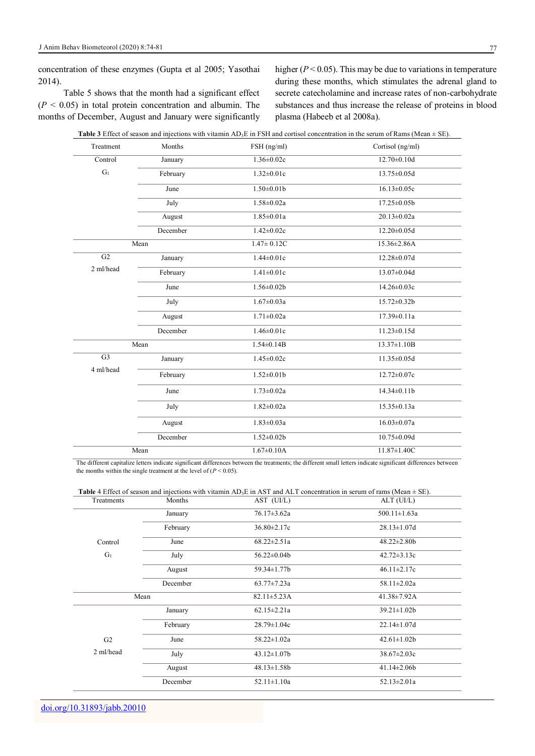concentration of these enzymes (Gupta et al 2005; Yasothai 2014).

Table 5 shows that the month had a significant effect ($P < 0.05$) in total protein concentration and albumin. The months of December, August and January were significantly higher ($P < 0.05$). This may be due to variations in temperature during these months, which stimulates the adrenal gland to secrete catecholamine and increase rates of non-carbohydrate substances and thus increase the release of proteins in blood plasma (Habeeb et al 2008a).

**Table 3** Effect of season and injections with vitamin $AD_3E$ in FSH and cortisol concentration in the serum of Rams (Mean ± SE).

| Treatment | Months | FSH (ng/ml) | Cortisol (ng/ml) |
|---|---|---|---|
| Control $G_1$ | January | 1.36±0.02c | 12.70±0.10d |
| | February | 1.32±0.01c | 13.75±0.05d |
| | June | 1.50±0.01b | 16.13±0.05c |
| | July | 1.58±0.02a | 17.25±0.05b |
| | August | 1.85±0.01a | 20.13±0.02a |
| | December | 1.42±0.02c | 12.20±0.05d |
| Mean | | 1.47± 0.12C | 15.36±2.86A |
| G2 2 ml/head | January | 1.44±0.01c | 12.28±0.07d |
| | February | 1.41±0.01c | 13.07±0.04d |
| | June | 1.56±0.02b | 14.26±0.03c |
| | July | 1.67±0.03a | 15.72±0.32b |
| | August | 1.71±0.02a | 17.39±0.11a |
| | December | 1.46±0.01c | 11.23±0.15d |
| Mean | | 1.54±0.14B | 13.37±1.10B |
| G3 4 ml/head | January | 1.45±0.02c | 11.35±0.05d |
| | February | 1.52±0.01b | 12.72±0.07c |
| | June | 1.73±0.02a | 14.34±0.11b |
| | July | 1.82±0.02a | 15.35±0.13a |
| | August | 1.83±0.03a | 16.03±0.07a |
| | December | 1.52±0.02b | 10.75±0.09d |
| Mean | | 1.67±0.10A | 11.87±1.40C |

The different capitalize letters indicate significant differences between the treatments; the different small letters indicate significant differences between the months within the single treatment at the level of ($P < 0.05$).

**Table 4** Effect of season and injections with vitamin $AD_3E$ in AST and ALT concentration in serum of rams (Mean ± SE).

| Treatments | Months | AST (UI/L) | ALT (UI/L) |
|---|---|---|---|
| Control $G_1$ | January | 76.17±3.62a | 500.11±1.63a |
| | February | 36.80±2.17c | 28.13±1.07d |
| | June | 68.22±2.51a | 48.22±2.80b |
| | July | 56.22±0.04b | 42.72±3.13c |
| | August | 59.34±1.77b | 46.11±2.17c |
| | December | 63.77±7.23a | 58.11±2.02a |
| Mean | | 82.11±5.23A | 41.38±7.92A |
| G2 2 ml/head | January | 62.15±2.21a | 39.21±1.02b |
| | February | 28.79±1.04c | 22.14±1.07d |
| | June | 58.22±1.02a | 42.61±1.02b |
| | July | 43.12±1.07b | 38.67±2.03c |
| | August | 48.13±1.58b | 41.14±2.06b |
| | December | 52.11±1.10a | 52.13±2.01a |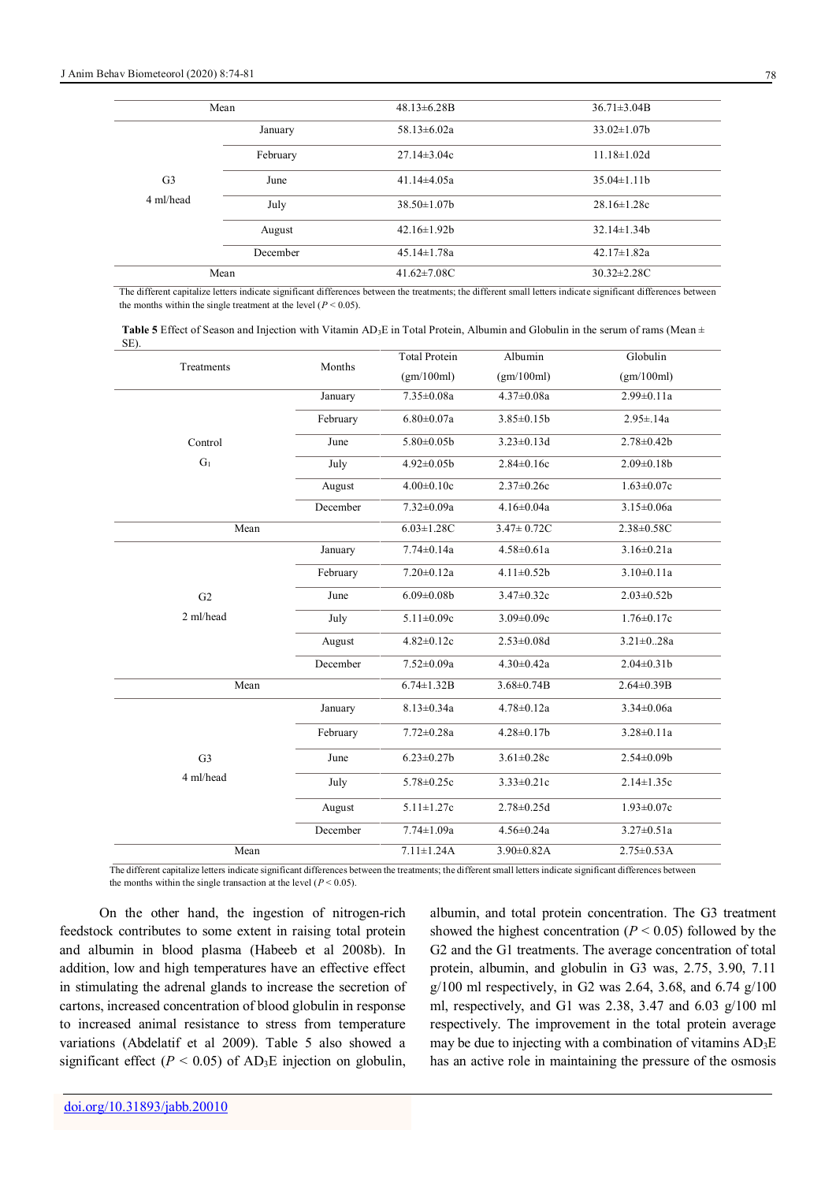| | | | |
|---|---|---|---|
| Mean | | 48.13±6.28B | 36.71±3.04B |
| G3 4 ml/head | January | 58.13±6.02a | 33.02±1.07b |
| | February | 27.14±3.04c | 11.18±1.02d |
| | June | 41.14±4.05a | 35.04±1.11b |
| | July | 38.50±1.07b | 28.16±1.28c |
| | August | 42.16±1.92b | 32.14±1.34b |
| | December | 45.14±1.78a | 42.17±1.82a |
| Mean | | 41.62±7.08C | 30.32±2.28C |

The different capitalize letters indicate significant differences between the treatments; the different small letters indicate significant differences between the months within the single treatment at the level ($P < 0.05$).

**Table 5** Effect of Season and Injection with Vitamin $AD_3E$ in Total Protein, Albumin and Globulin in the serum of rams (Mean ± SE).

| Treatments | Months | Total Protein (gm/100ml) | Albumin (gm/100ml) | Globulin (gm/100ml) |
|---|---|---|---|---|
| Control $G_1$ | January | 7.35±0.08a | 4.37±0.08a | 2.99±0.11a |
| | February | 6.80±0.07a | 3.85±0.15b | 2.95±.14a |
| | June | 5.80±0.05b | 3.23±0.13d | 2.78±0.42b |
| | July | 4.92±0.05b | 2.84±0.16c | 2.09±0.18b |
| | August | 4.00±0.10c | 2.37±0.26c | 1.63±0.07c |
| | December | 7.32±0.09a | 4.16±0.04a | 3.15±0.06a |
| Mean | | 6.03±1.28C | 3.47± 0.72C | 2.38±0.58C |
| G2 2 ml/head | January | 7.74±0.14a | 4.58±0.61a | 3.16±0.21a |
| | February | 7.20±0.12a | 4.11±0.52b | 3.10±0.11a |
| | June | 6.09±0.08b | 3.47±0.32c | 2.03±0.52b |
| | July | 5.11±0.09c | 3.09±0.09c | 1.76±0.17c |
| | August | 4.82±0.12c | 2.53±0.08d | 3.21±0..28a |
| | December | 7.52±0.09a | 4.30±0.42a | 2.04±0.31b |
| Mean | | 6.74±1.32B | 3.68±0.74B | 2.64±0.39B |
| G3 4 ml/head | January | 8.13±0.34a | 4.78±0.12a | 3.34±0.06a |
| | February | 7.72±0.28a | 4.28±0.17b | 3.28±0.11a |
| | June | 6.23±0.27b | 3.61±0.28c | 2.54±0.09b |
| | July | 5.78±0.25c | 3.33±0.21c | 2.14±1.35c |
| | August | 5.11±1.27c | 2.78±0.25d | 1.93±0.07c |
| | December | 7.74±1.09a | 4.56±0.24a | 3.27±0.51a |
| Mean | | 7.11±1.24A | 3.90±0.82A | 2.75±0.53A |

The different capitalize letters indicate significant differences between the treatments; the different small letters indicate significant differences between the months within the single transaction at the level ($P < 0.05$).

On the other hand, the ingestion of nitrogen-rich feedstock contributes to some extent in raising total protein and albumin in blood plasma (Habeeb et al 2008b). In addition, low and high temperatures have an effective effect in stimulating the adrenal glands to increase the secretion of cartons, increased concentration of blood globulin in response to increased animal resistance to stress from temperature variations (Abdelatif et al 2009). Table 5 also showed a significant effect ($P < 0.05$) of $AD_3E$ injection on globulin, albumin, and total protein concentration. The G3 treatment showed the highest concentration ($P < 0.05$) followed by the G2 and the G1 treatments. The average concentration of total protein, albumin, and globulin in G3 was, 2.75, 3.90, 7.11 g/100 ml respectively, in G2 was 2.64, 3.68, and 6.74 g/100 ml, respectively, and G1 was 2.38, 3.47 and 6.03 g/100 ml respectively. The improvement in the total protein average may be due to injecting with a combination of vitamins $AD_3E$ has an active role in maintaining the pressure of the osmosis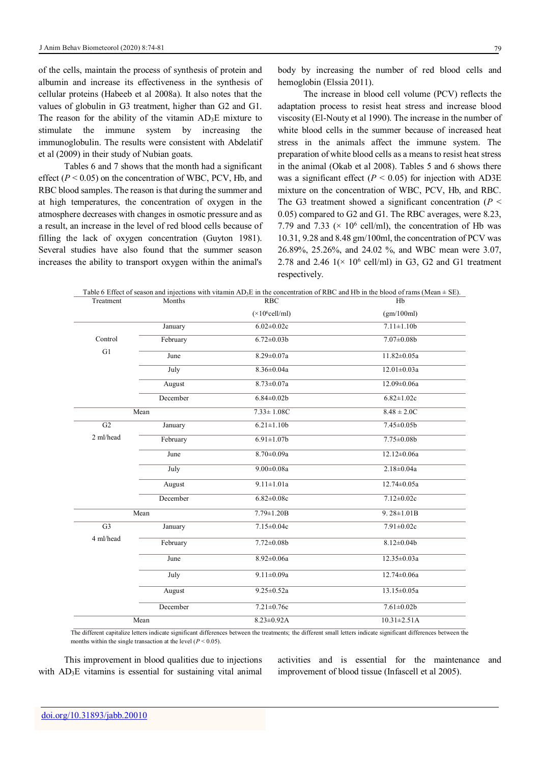of the cells, maintain the process of synthesis of protein and albumin and increase its effectiveness in the synthesis of cellular proteins (Habeeb et al 2008a). It also notes that the values of globulin in G3 treatment, higher than G2 and G1. The reason for the ability of the vitamin $AD_3E$ mixture to stimulate the immune system by increasing the immunoglobulin. The results were consistent with Abdelatif et al (2009) in their study of Nubian goats.

Tables 6 and 7 shows that the month had a significant effect ($P < 0.05$) on the concentration of WBC, PCV, Hb, and RBC blood samples. The reason is that during the summer and at high temperatures, the concentration of oxygen in the atmosphere decreases with changes in osmotic pressure and as a result, an increase in the level of red blood cells because of filling the lack of oxygen concentration (Guyton 1981). Several studies have also found that the summer season increases the ability to transport oxygen within the animal's body by increasing the number of red blood cells and hemoglobin (Elssia 2011).

The increase in blood cell volume (PCV) reflects the adaptation process to resist heat stress and increase blood viscosity (El-Nouty et al 1990). The increase in the number of white blood cells in the summer because of increased heat stress in the animals affect the immune system. The preparation of white blood cells as a means to resist heat stress in the animal (Okab et al 2008). Tables 5 and 6 shows there was a significant effect ($P < 0.05$) for injection with AD3E mixture on the concentration of WBC, PCV, Hb, and RBC. The G3 treatment showed a significant concentration ($P < 0.05$) compared to G2 and G1. The RBC averages, were 8.23, 7.79 and 7.33 ($\times 10^6$ cell/ml), the concentration of Hb was 10.31, 9.28 and 8.48 gm/100ml, the concentration of PCV was 26.89%, 25.26%, and 24.02 %, and WBC mean were 3.07, 2.78 and 2.46 1($\times 10^6$ cell/ml) in G3, G2 and G1 treatment respectively.

Table 6 Effect of season and injections with vitamin $AD_3E$ in the concentration of RBC and Hb in the blood of rams (Mean ± SE).

| Treatment | Months | RBC ($\times 10^6$cell/ml) | Hb (gm/100ml) |
|---|---|---|---|
| Control G1 | January | 6.02±0.02c | 7.11±1.10b |
| | February | 6.72±0.03b | 7.07±0.08b |
| | June | 8.29±0.07a | 11.82±0.05a |
| | July | 8.36±0.04a | 12.01±0.03a |
| | August | 8.73±0.07a | 12.09±0.06a |
| | December | 6.84±0.02b | 6.82±1.02c |
| Mean | | 7.33± 1.08C | 8.48 ± 2.0C |
| G2 2 ml/head | January | 6.21±1.10b | 7.45±0.05b |
| | February | 6.91±1.07b | 7.75±0.08b |
| | June | 8.70±0.09a | 12.12±0.06a |
| | July | 9.00±0.08a | 2.18±0.04a |
| | August | 9.11±1.01a | 12.74±0.05a |
| | December | 6.82±0.08c | 7.12±0.02c |
| Mean | | 7.79±1.20B | 9. 28±1.01B |
| G3 4 ml/head | January | 7.15±0.04c | 7.91±0.02c |
| | February | 7.72±0.08b | 8.12±0.04b |
| | June | 8.92±0.06a | 12.35±0.03a |
| | July | 9.11±0.09a | 12.74±0.06a |
| | August | 9.25±0.52a | 13.15±0.05a |
| | December | 7.21±0.76c | 7.61±0.02b |
| Mean | | 8.23±0.92A | 10.31±2.51A |

The different capitalize letters indicate significant differences between the treatments; the different small letters indicate significant differences between the months within the single transaction at the level ($P < 0.05$).

This improvement in blood qualities due to injections with $AD_3E$ vitamins is essential for sustaining vital animal activities and is essential for the maintenance and improvement of blood tissue (Infascell et al 2005).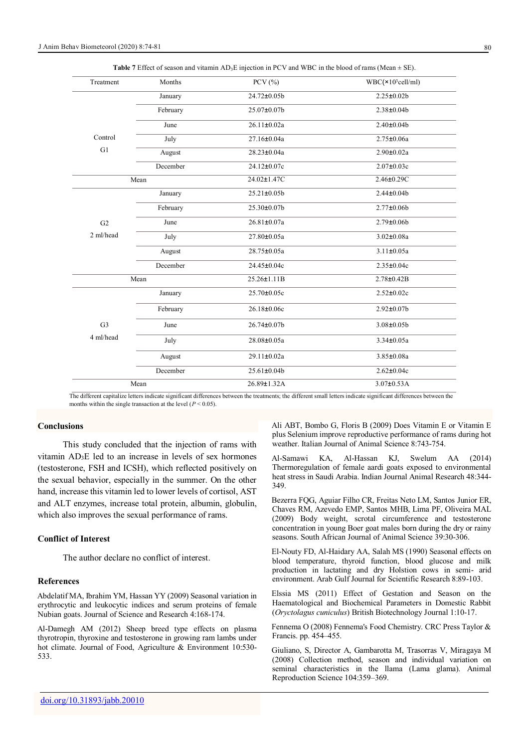**Table 7** Effect of season and vitamin $AD_3E$ injection in PCV and WBC in the blood of rams (Mean ± SE).

| Treatment | Months | PCV (%) | WBC($\times 10^3$cell/ml) |
|---|---|---|---|
| Control G1 | January | 24.72±0.05b | 2.25±0.02b |
| | February | 25.07±0.07b | 2.38±0.04b |
| | June | 26.11±0.02a | 2.40±0.04b |
| | July | 27.16±0.04a | 2.75±0.06a |
| | August | 28.23±0.04a | 2.90±0.02a |
| | December | 24.12±0.07c | 2.07±0.03c |
| Mean | | 24.02±1.47C | 2.46±0.29C |
| G2 2 ml/head | January | 25.21±0.05b | 2.44±0.04b |
| | February | 25.30±0.07b | 2.77±0.06b |
| | June | 26.81±0.07a | 2.79±0.06b |
| | July | 27.80±0.05a | 3.02±0.08a |
| | August | 28.75±0.05a | 3.11±0.05a |
| | December | 24.45±0.04c | 2.35±0.04c |
| Mean | | 25.26±1.11B | 2.78±0.42B |
| G3 4 ml/head | January | 25.70±0.05c | 2.52±0.02c |
| | February | 26.18±0.06c | 2.92±0.07b |
| | June | 26.74±0.07b | 3.08±0.05b |
| | July | 28.08±0.05a | 3.34±0.05a |
| | August | 29.11±0.02a | 3.85±0.08a |
| | December | 25.61±0.04b | 2.62±0.04c |
| Mean | | 26.89±1.32A | 3.07±0.53A |

The different capitalize letters indicate significant differences between the treatments; the different small letters indicate significant differences between the months within the single transaction at the level ($P < 0.05$).

## Conclusions

This study concluded that the injection of rams with vitamin $AD_3E$ led to an increase in levels of sex hormones (testosterone, FSH and ICSH), which reflected positively on the sexual behavior, especially in the summer. On the other hand, increase this vitamin led to lower levels of cortisol, AST and ALT enzymes, increase total protein, albumin, globulin, which also improves the sexual performance of rams.

## Conflict of Interest

The author declare no conflict of interest.

## References

Abdelatif MA, Ibrahim YM, Hassan YY (2009) Seasonal variation in erythrocytic and leukocytic indices and serum proteins of female Nubian goats. Journal of Science and Research 4:168-174.

Al-Damegh AM (2012) Sheep breed type effects on plasma thyrotropin, thyroxine and testosterone in growing ram lambs under hot climate. Journal of Food, Agriculture & Environment 10:530-533.

Ali ABT, Bombo G, Floris B (2009) Does Vitamin E or Vitamin E plus Selenium improve reproductive performance of rams during hot weather. Italian Journal of Animal Science 8:743-754.

Al-Samawi KA, Al-Hassan KJ, Swelum AA (2014) Thermoregulation of female aardi goats exposed to environmental heat stress in Saudi Arabia. Indian Journal Animal Research 48:344-349.

Bezerra FQG, Aguiar Filho CR, Freitas Neto LM, Santos Junior ER, Chaves RM, Azevedo EMP, Santos MHB, Lima PF, Oliveira MAL (2009) Body weight, scrotal circumference and testosterone concentration in young Boer goat males born during the dry or rainy seasons. South African Journal of Animal Science 39:30-306.

El-Nouty FD, Al-Haidary AA, Salah MS (1990) Seasonal effects on blood temperature, thyroid function, blood glucose and milk production in lactating and dry Holstion cows in semi- arid environment. Arab Gulf Journal for Scientific Research 8:89-103.

Elssia MS (2011) Effect of Gestation and Season on the Haematological and Biochemical Parameters in Domestic Rabbit (*Oryctolagus cuniculus*) British Biotechnology Journal 1:10-17.

Fennema O (2008) Fennema's Food Chemistry. CRC Press Taylor & Francis. pp. 454–455.

Giuliano, S, Director A, Gambarotta M, Trasorras V, Miragaya M (2008) Collection method, season and individual variation on seminal characteristics in the llama (Lama glama). Animal Reproduction Science 104:359–369.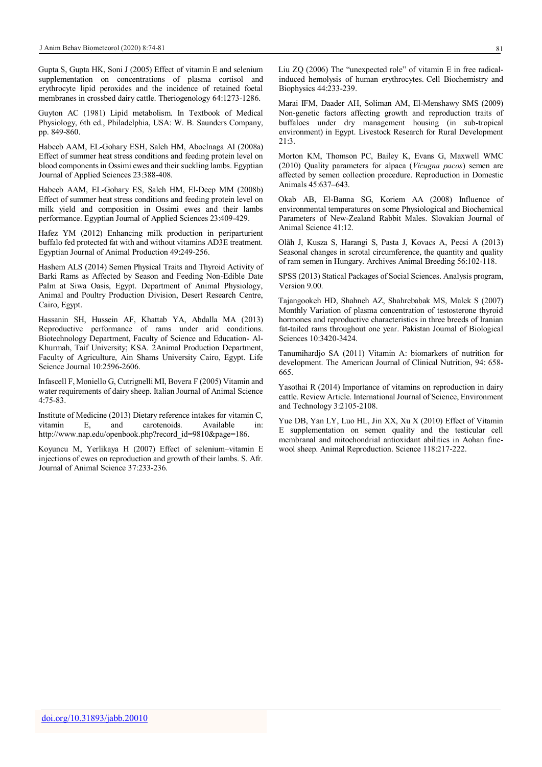Gupta S, Gupta HK, Soni J (2005) Effect of vitamin E and selenium supplementation on concentrations of plasma cortisol and erythrocyte lipid peroxides and the incidence of retained foetal membranes in crossbed dairy cattle. Theriogenology 64:1273-1286.

Guyton AC (1981) Lipid metabolism. In Textbook of Medical Physiology, 6th ed., Philadelphia, USA: W. B. Saunders Company, pp. 849-860.

Habeeb AAM, EL-Gohary ESH, Saleh HM, Aboelnaga AI (2008a) Effect of summer heat stress conditions and feeding protein level on blood components in Ossimi ewes and their suckling lambs. Egyptian Journal of Applied Sciences 23:388-408.

Habeeb AAM, EL-Gohary ES, Saleh HM, El-Deep MM (2008b) Effect of summer heat stress conditions and feeding protein level on milk yield and composition in Ossimi ewes and their lambs performance. Egyptian Journal of Applied Sciences 23:409-429.

Hafez YM (2012) Enhancing milk production in periparturient buffalo fed protected fat with and without vitamins AD3E treatment. Egyptian Journal of Animal Production 49:249-256.

Hashem ALS (2014) Semen Physical Traits and Thyroid Activity of Barki Rams as Affected by Season and Feeding Non-Edible Date Palm at Siwa Oasis, Egypt. Department of Animal Physiology, Animal and Poultry Production Division, Desert Research Centre, Cairo, Egypt.

Hassanin SH, Hussein AF, Khattab YA, Abdalla MA (2013) Reproductive performance of rams under arid conditions. Biotechnology Department, Faculty of Science and Education- Al-Khurmah, Taif University; KSA. 2Animal Production Department, Faculty of Agriculture, Ain Shams University Cairo, Egypt. Life Science Journal 10:2596-2606.

Infascell F, Moniello G, Cutrignelli MI, Bovera F (2005) Vitamin and water requirements of dairy sheep. Italian Journal of Animal Science 4:75-83.

Institute of Medicine (2013) Dietary reference intakes for vitamin C, vitamin E, and carotenoids. Available in: http://www.nap.edu/openbook.php?record_id=9810&page=186.

Koyuncu M, Yerlikaya H (2007) Effect of selenium–vitamin E injections of ewes on reproduction and growth of their lambs. S. Afr. Journal of Animal Science 37:233-236.

Liu ZQ (2006) The "unexpected role" of vitamin E in free radical-induced hemolysis of human erythrocytes. Cell Biochemistry and Biophysics 44:233-239.

Marai IFM, Daader AH, Soliman AM, El-Menshawy SMS (2009) Non-genetic factors affecting growth and reproduction traits of buffaloes under dry management housing (in sub-tropical environment) in Egypt. Livestock Research for Rural Development 21:3.

Morton KM, Thomson PC, Bailey K, Evans G, Maxwell WMC (2010) Quality parameters for alpaca (*Vicugna pacos*) semen are affected by semen collection procedure. Reproduction in Domestic Animals 45:637–643.

Okab AB, El-Banna SG, Koriem AA (2008) Influence of environmental temperatures on some Physiological and Biochemical Parameters of New-Zealand Rabbit Males. Slovakian Journal of Animal Science 41:12.

Olăh J, Kusza S, Harangi S, Pasta J, Kovacs A, Pecsi A (2013) Seasonal changes in scrotal circumference, the quantity and quality of ram semen in Hungary. Archives Animal Breeding 56:102-118.

SPSS (2013) Statical Packages of Social Sciences. Analysis program, Version 9.00.

Tajangookeh HD, Shahneh AZ, Shahrebabak MS, Malek S (2007) Monthly Variation of plasma concentration of testosterone thyroid hormones and reproductive characteristics in three breeds of Iranian fat-tailed rams throughout one year. Pakistan Journal of Biological Sciences 10:3420-3424.

Tanumihardjo SA (2011) Vitamin A: biomarkers of nutrition for development. The American Journal of Clinical Nutrition, 94: 658-665.

Yasothai R (2014) Importance of vitamins on reproduction in dairy cattle. Review Article. International Journal of Science, Environment and Technology 3:2105-2108.

Yue DB, Yan LY, Luo HL, Jin XX, Xu X (2010) Effect of Vitamin E supplementation on semen quality and the testicular cell membranal and mitochondrial antioxidant abilities in Aohan fine-wool sheep. Animal Reproduction. Science 118:217-222.